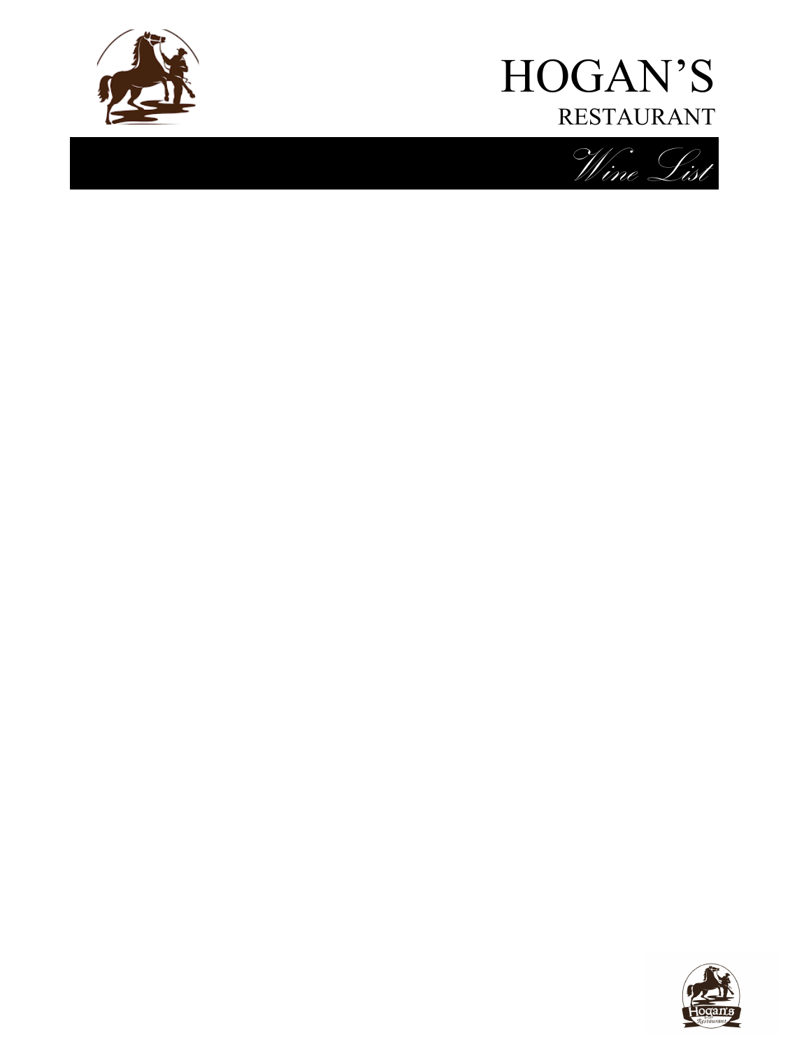# HOGAN'S

## RESTAURANT

*Wine List*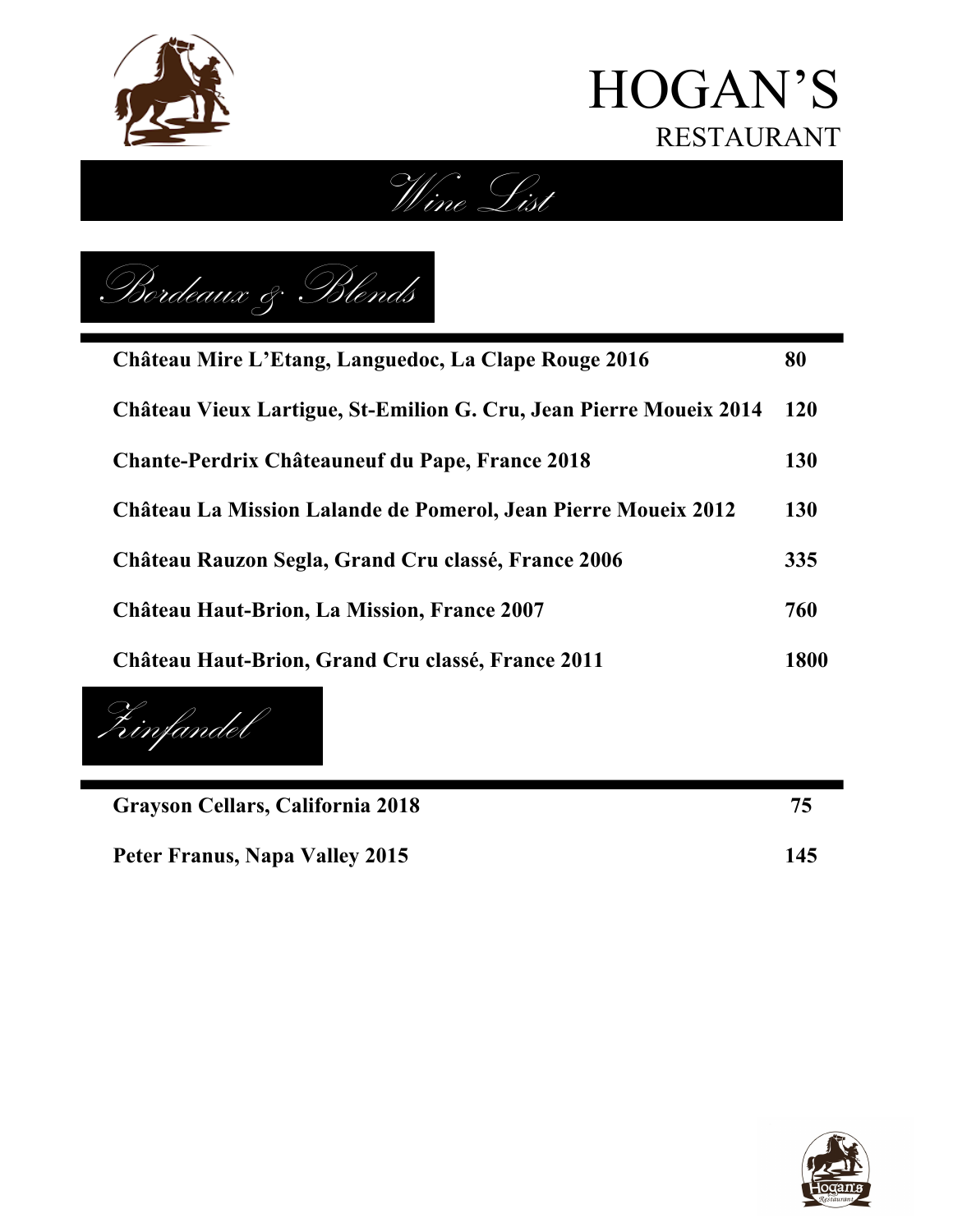# HOGAN'S
RESTAURANT

## *Wine List*

### *Bordeaux & Blends*

| Wine | Price |
|---|---|
| **Château Mire L'Etang, Languedoc, La Clape Rouge 2016** | **80** |
| **Château Vieux Lartigue, St-Emilion G. Cru, Jean Pierre Moueix 2014** | **120** |
| **Chante-Perdrix Châteauneuf du Pape, France 2018** | **130** |
| **Château La Mission Lalande de Pomerol, Jean Pierre Moueix 2012** | **130** |
| **Château Rauzon Segla, Grand Cru classé, France 2006** | **335** |
| **Château Haut-Brion, La Mission, France 2007** | **760** |
| **Château Haut-Brion, Grand Cru classé, France 2011** | **1800** |

### *Zinfandel*

| Wine | Price |
|---|---|
| **Grayson Cellars, California 2018** | **75** |
| **Peter Franus, Napa Valley 2015** | **145** |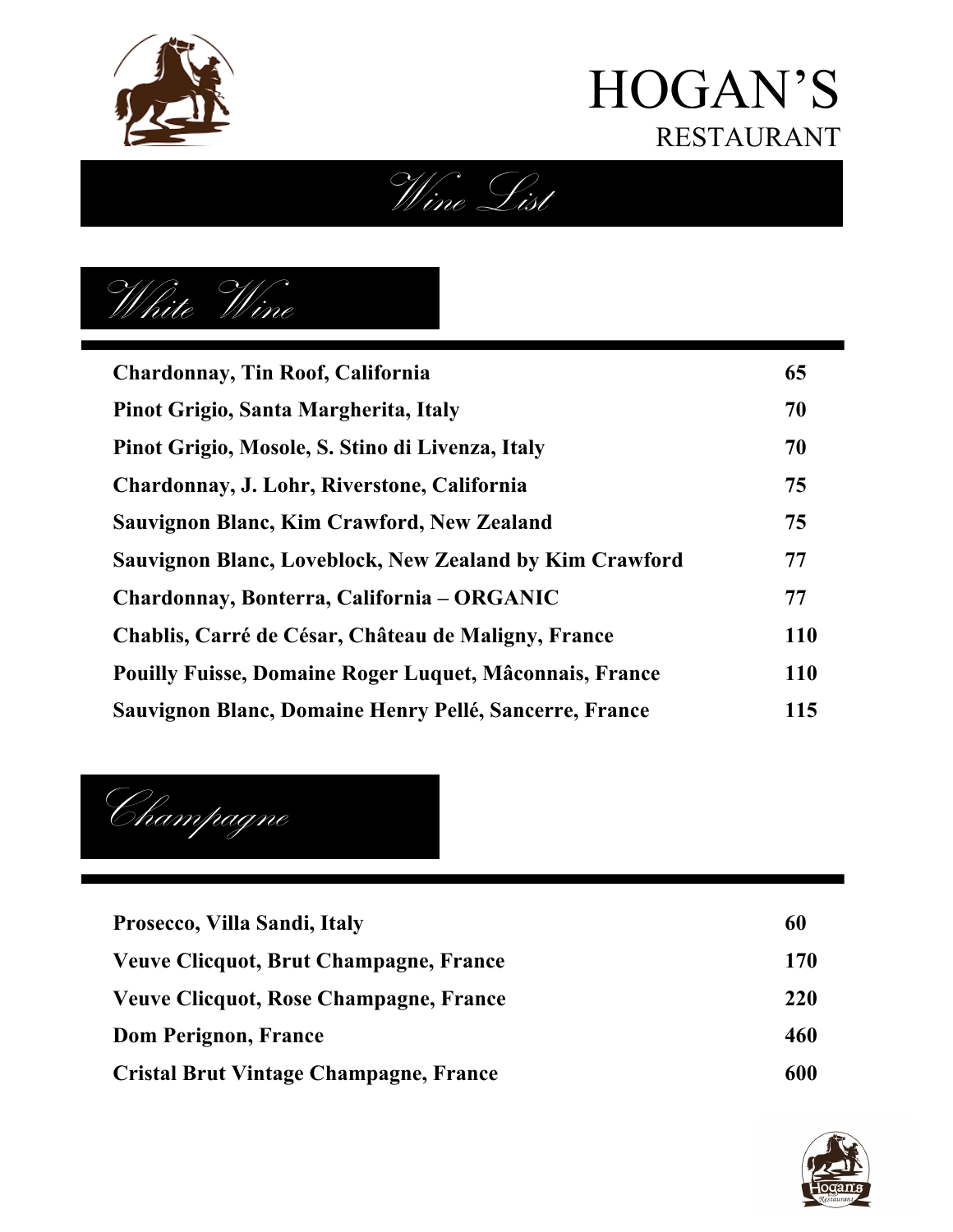# HOGAN'S
RESTAURANT

## *Wine List*

### *White Wine*

| | |
|---|---|
| **Chardonnay, Tin Roof, California** | **65** |
| **Pinot Grigio, Santa Margherita, Italy** | **70** |
| **Pinot Grigio, Mosole, S. Stino di Livenza, Italy** | **70** |
| **Chardonnay, J. Lohr, Riverstone, California** | **75** |
| **Sauvignon Blanc, Kim Crawford, New Zealand** | **75** |
| **Sauvignon Blanc, Loveblock, New Zealand by Kim Crawford** | **77** |
| **Chardonnay, Bonterra, California – ORGANIC** | **77** |
| **Chablis, Carré de César, Château de Maligny, France** | **110** |
| **Pouilly Fuisse, Domaine Roger Luquet, Mâconnais, France** | **110** |
| **Sauvignon Blanc, Domaine Henry Pellé, Sancerre, France** | **115** |

### *Champagne*

| | |
|---|---|
| **Prosecco, Villa Sandi, Italy** | **60** |
| **Veuve Clicquot, Brut Champagne, France** | **170** |
| **Veuve Clicquot, Rose Champagne, France** | **220** |
| **Dom Perignon, France** | **460** |
| **Cristal Brut Vintage Champagne, France** | **600** |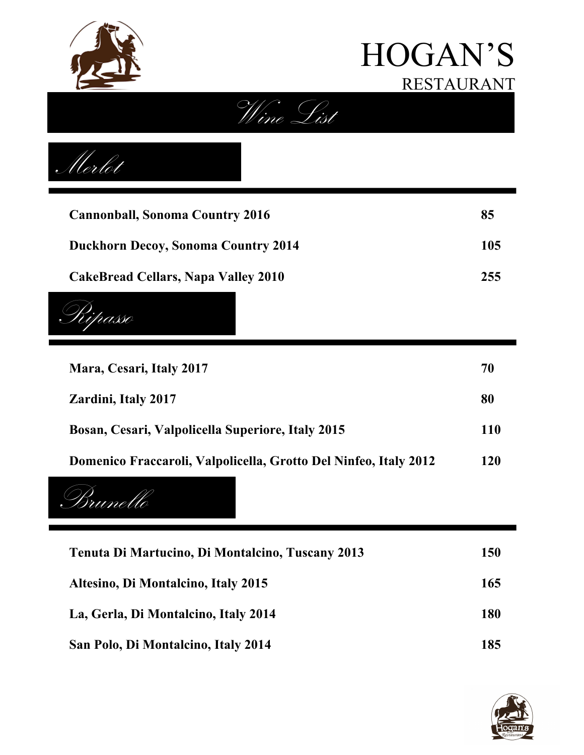# HOGAN'S
RESTAURANT

## *Wine List*

### *Merlot*

| Wine | Price |
|---|---|
| **Cannonball, Sonoma Country 2016** | **85** |
| **Duckhorn Decoy, Sonoma Country 2014** | **105** |
| **CakeBread Cellars, Napa Valley 2010** | **255** |

### *Ripasso*

| Wine | Price |
|---|---|
| **Mara, Cesari, Italy 2017** | **70** |
| **Zardini, Italy 2017** | **80** |
| **Bosan, Cesari, Valpolicella Superiore, Italy 2015** | **110** |
| **Domenico Fraccaroli, Valpolicella, Grotto Del Ninfeo, Italy 2012** | **120** |

### *Brunello*

| Wine | Price |
|---|---|
| **Tenuta Di Martucino, Di Montalcino, Tuscany 2013** | **150** |
| **Altesino, Di Montalcino, Italy 2015** | **165** |
| **La, Gerla, Di Montalcino, Italy 2014** | **180** |
| **San Polo, Di Montalcino, Italy 2014** | **185** |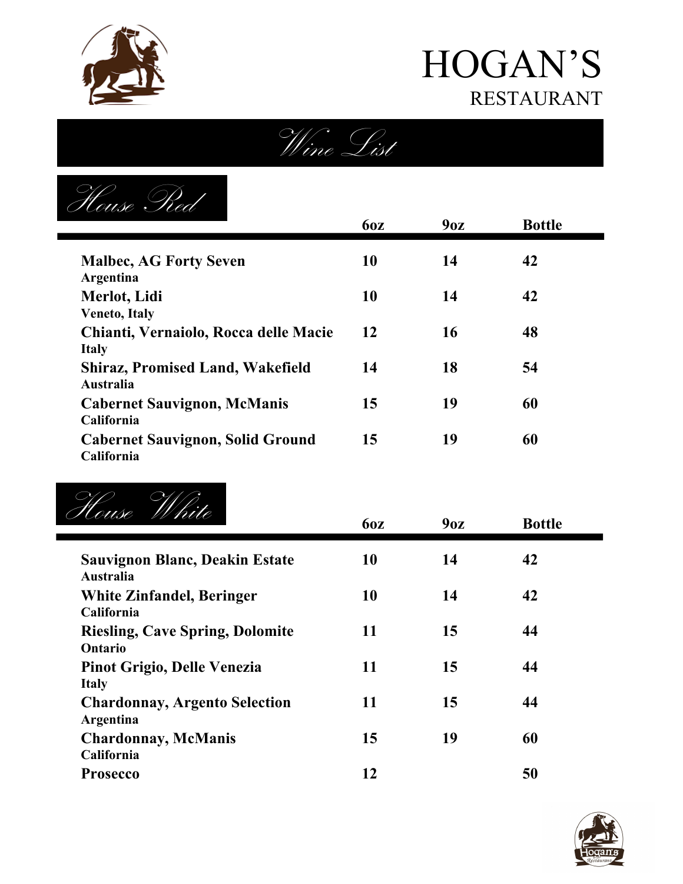# HOGAN'S
## RESTAURANT

## Wine List

### House Red

| | 6oz | 9oz | Bottle |
|---|---|---|---|
| **Malbec, AG Forty Seven**<br>Argentina | 10 | 14 | 42 |
| **Merlot, Lidi**<br>Veneto, Italy | 10 | 14 | 42 |
| **Chianti, Vernaiolo, Rocca delle Macie**<br>Italy | 12 | 16 | 48 |
| **Shiraz, Promised Land, Wakefield**<br>Australia | 14 | 18 | 54 |
| **Cabernet Sauvignon, McManis**<br>California | 15 | 19 | 60 |
| **Cabernet Sauvignon, Solid Ground**<br>California | 15 | 19 | 60 |

### House White

| | 6oz | 9oz | Bottle |
|---|---|---|---|
| **Sauvignon Blanc, Deakin Estate**<br>Australia | 10 | 14 | 42 |
| **White Zinfandel, Beringer**<br>California | 10 | 14 | 42 |
| **Riesling, Cave Spring, Dolomite**<br>Ontario | 11 | 15 | 44 |
| **Pinot Grigio, Delle Venezia**<br>Italy | 11 | 15 | 44 |
| **Chardonnay, Argento Selection**<br>Argentina | 11 | 15 | 44 |
| **Chardonnay, McManis**<br>California | 15 | 19 | 60 |
| **Prosecco** | 12 | | 50 |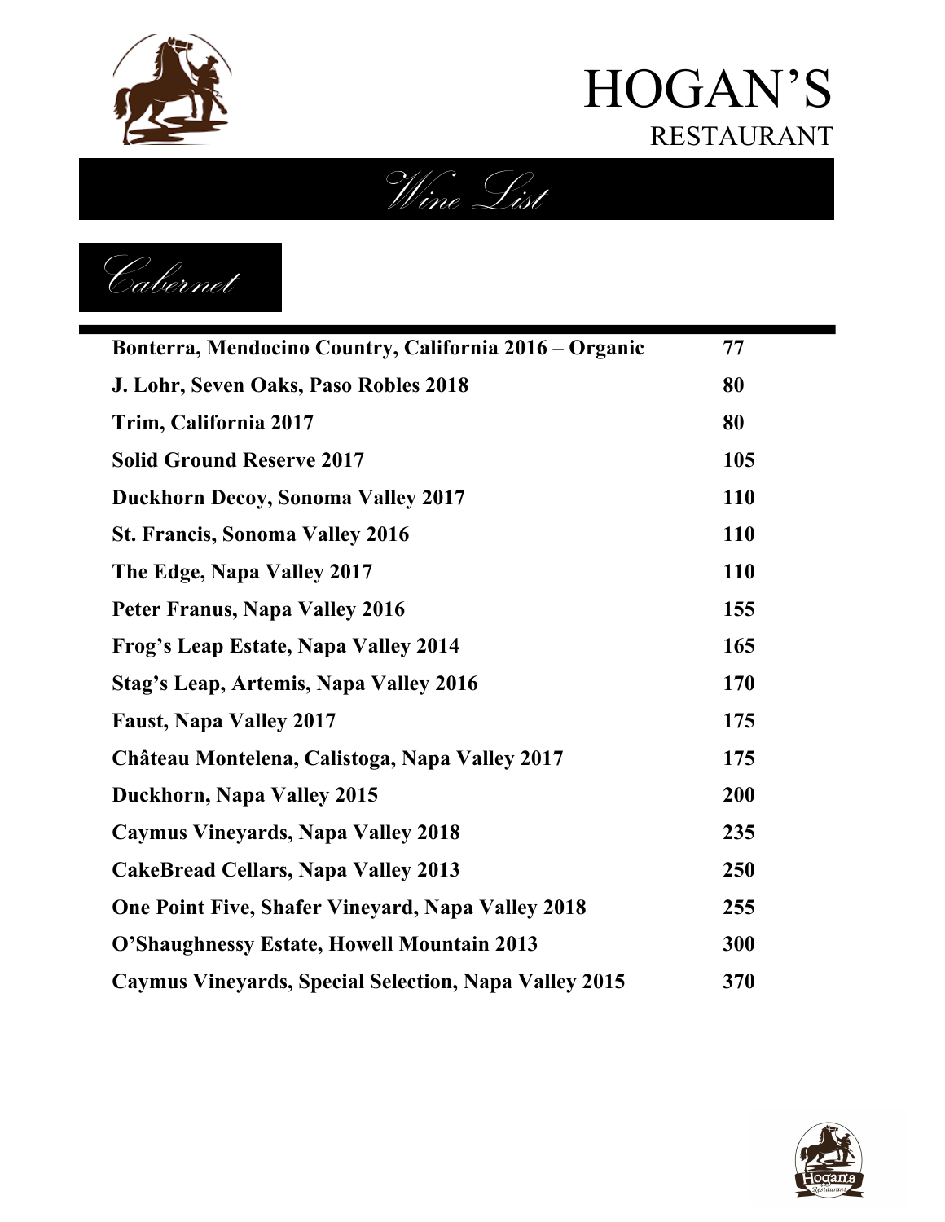# HOGAN'S
## RESTAURANT

## Wine List

### Cabernet

| Wine | Price |
|---|---|
| **Bonterra, Mendocino Country, California 2016 – Organic** | **77** |
| **J. Lohr, Seven Oaks, Paso Robles 2018** | **80** |
| **Trim, California 2017** | **80** |
| **Solid Ground Reserve 2017** | **105** |
| **Duckhorn Decoy, Sonoma Valley 2017** | **110** |
| **St. Francis, Sonoma Valley 2016** | **110** |
| **The Edge, Napa Valley 2017** | **110** |
| **Peter Franus, Napa Valley 2016** | **155** |
| **Frog's Leap Estate, Napa Valley 2014** | **165** |
| **Stag's Leap, Artemis, Napa Valley 2016** | **170** |
| **Faust, Napa Valley 2017** | **175** |
| **Château Montelena, Calistoga, Napa Valley 2017** | **175** |
| **Duckhorn, Napa Valley 2015** | **200** |
| **Caymus Vineyards, Napa Valley 2018** | **235** |
| **CakeBread Cellars, Napa Valley 2013** | **250** |
| **One Point Five, Shafer Vineyard, Napa Valley 2018** | **255** |
| **O'Shaughnessy Estate, Howell Mountain 2013** | **300** |
| **Caymus Vineyards, Special Selection, Napa Valley 2015** | **370** |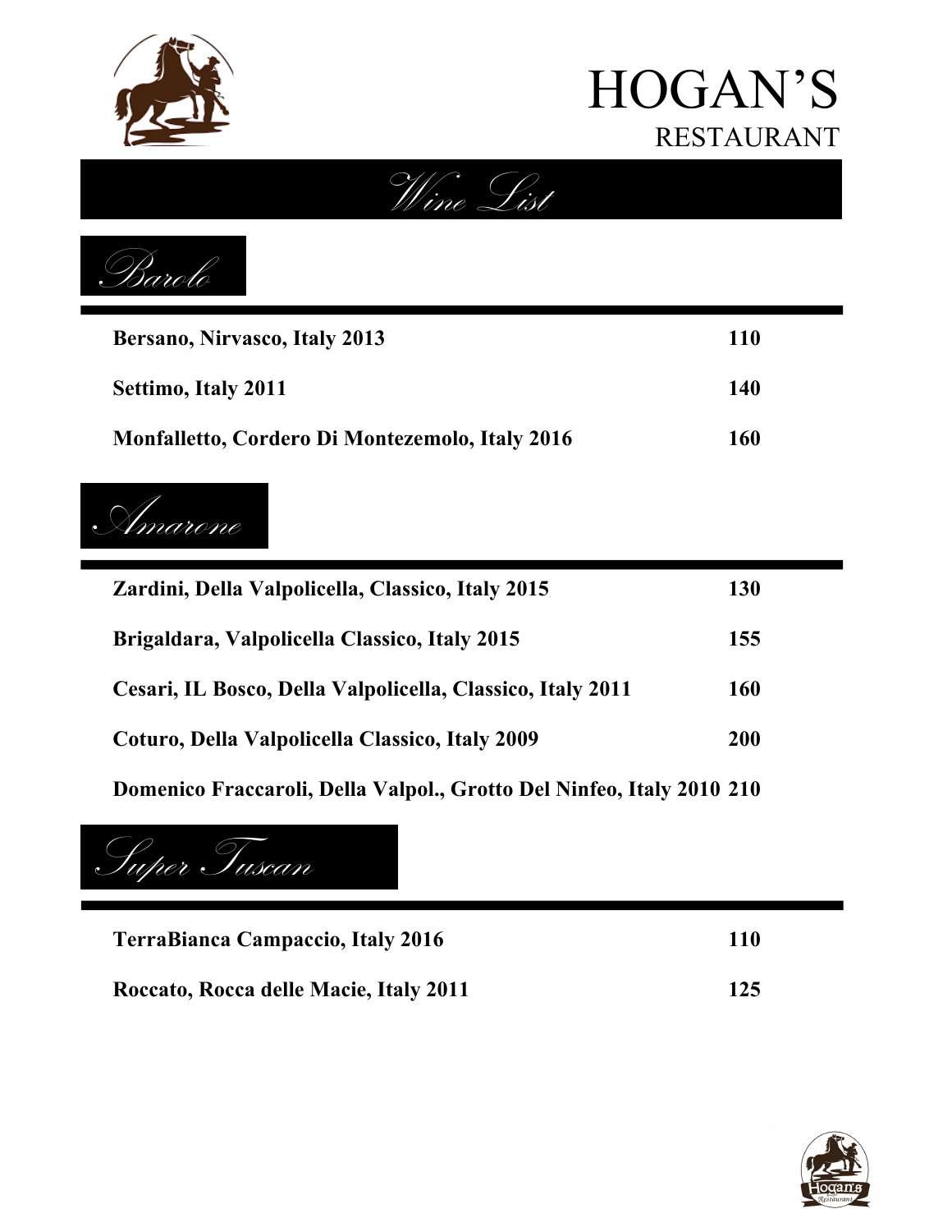# HOGAN'S
RESTAURANT

## Wine List

### Barolo

| Wine | Price |
|---|---|
| **Bersano, Nirvasco, Italy 2013** | **110** |
| **Settimo, Italy 2011** | **140** |
| **Monfalletto, Cordero Di Montezemolo, Italy 2016** | **160** |

### Amarone

| Wine | Price |
|---|---|
| **Zardini, Della Valpolicella, Classico, Italy 2015** | **130** |
| **Brigaldara, Valpolicella Classico, Italy 2015** | **155** |
| **Cesari, IL Bosco, Della Valpolicella, Classico, Italy 2011** | **160** |
| **Coturo, Della Valpolicella Classico, Italy 2009** | **200** |
| **Domenico Fraccaroli, Della Valpol., Grotto Del Ninfeo, Italy 2010** | **210** |

### Super Tuscan

| Wine | Price |
|---|---|
| **TerraBianca Campaccio, Italy 2016** | **110** |
| **Roccato, Rocca delle Macie, Italy 2011** | **125** |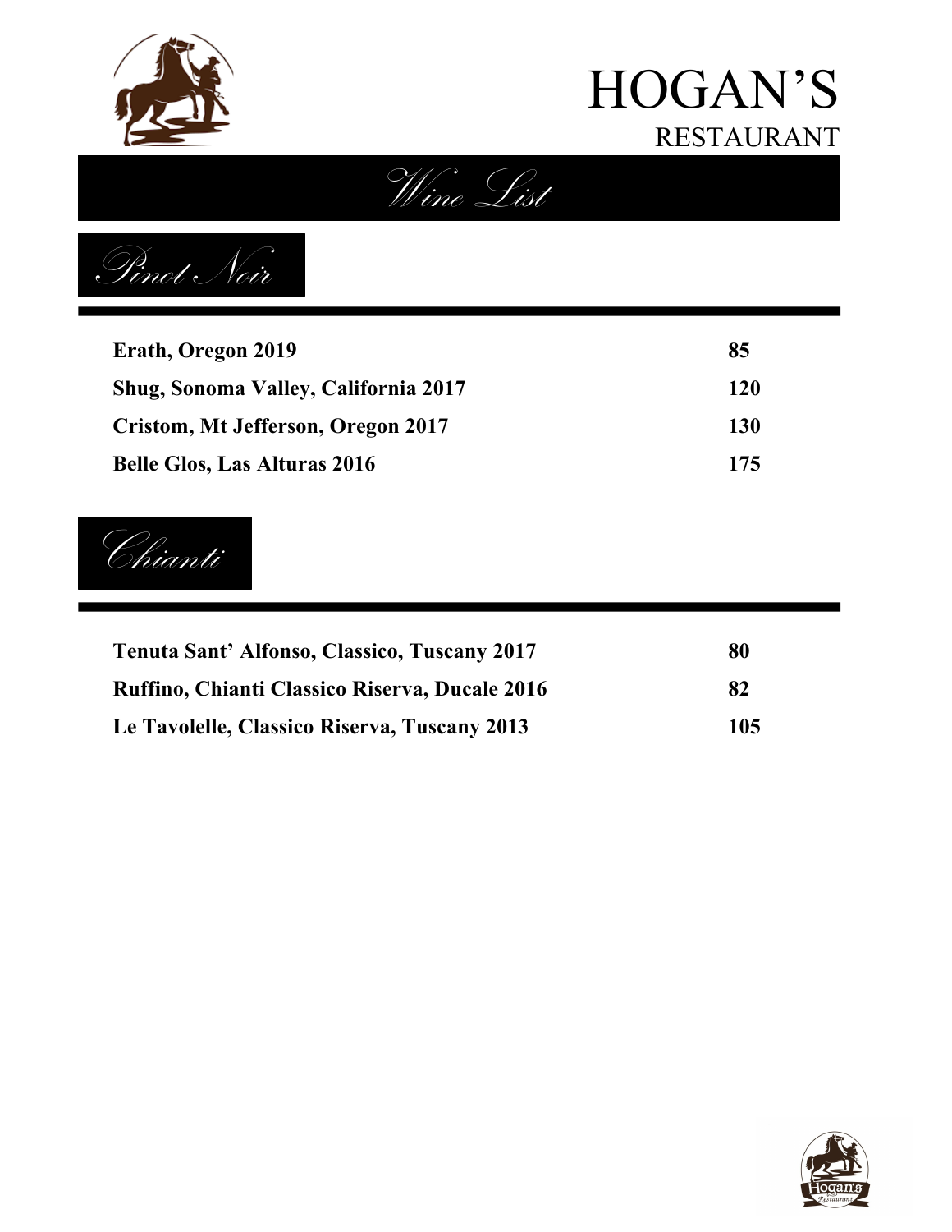# HOGAN'S
RESTAURANT

## *Wine List*

### *Pinot Noir*

| | |
|---|---|
| **Erath, Oregon 2019** | **85** |
| **Shug, Sonoma Valley, California 2017** | **120** |
| **Cristom, Mt Jefferson, Oregon 2017** | **130** |
| **Belle Glos, Las Alturas 2016** | **175** |

### *Chianti*

| | |
|---|---|
| **Tenuta Sant' Alfonso, Classico, Tuscany 2017** | **80** |
| **Ruffino, Chianti Classico Riserva, Ducale 2016** | **82** |
| **Le Tavolelle, Classico Riserva, Tuscany 2013** | **105** |